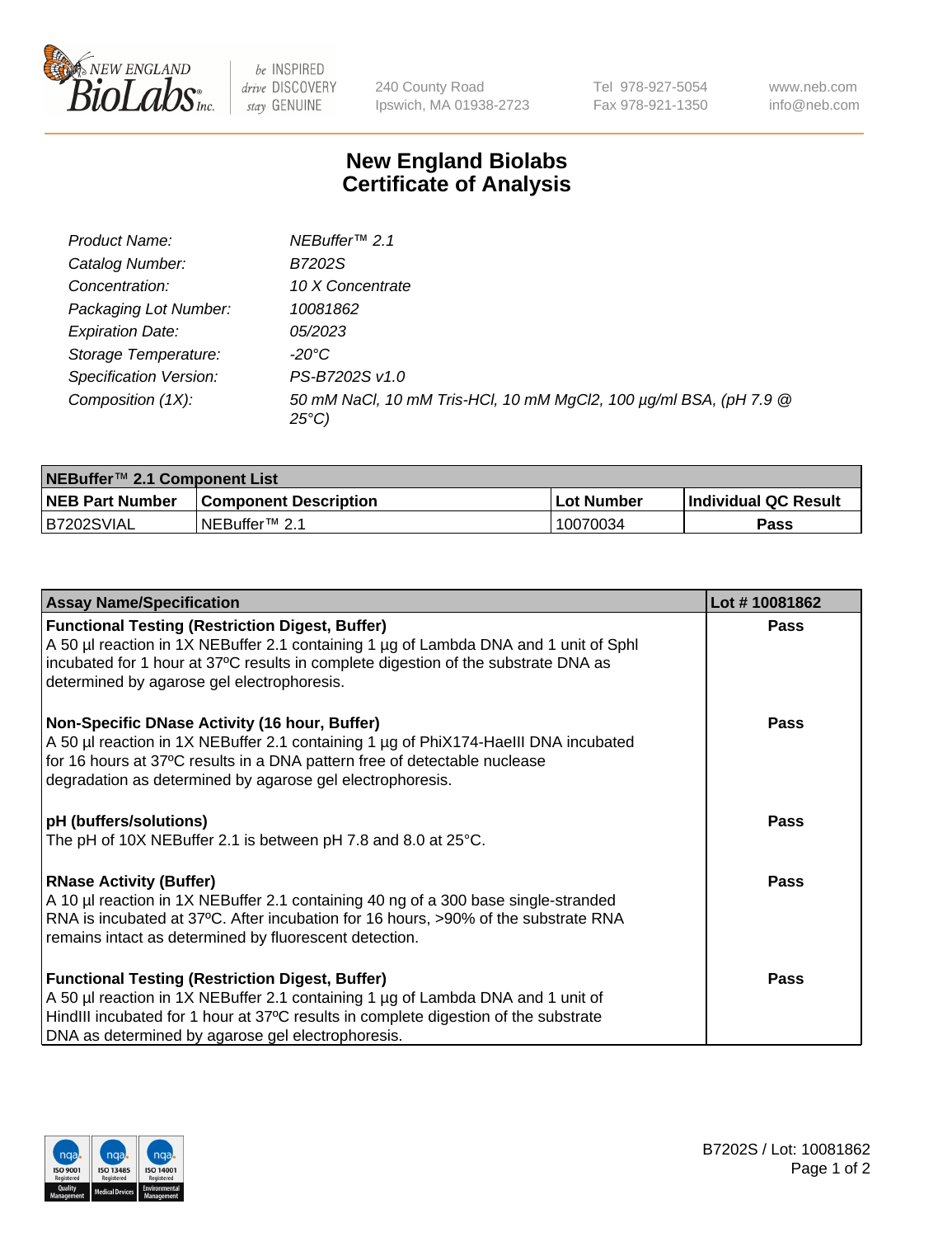# New England Biolabs Certificate of Analysis

| | |
|---|---|
| *Product Name:* | *NEBuffer™ 2.1* |
| *Catalog Number:* | *B7202S* |
| *Concentration:* | *10 X Concentrate* |
| *Packaging Lot Number:* | *10081862* |
| *Expiration Date:* | *05/2023* |
| *Storage Temperature:* | *-20°C* |
| *Specification Version:* | *PS-B7202S v1.0* |
| *Composition (1X):* | *50 mM NaCl, 10 mM Tris-HCl, 10 mM $MgCl_2$, 100 µg/ml BSA, (pH 7.9 @ 25°C)* |

| NEBuffer™ 2.1 Component List | | | |
|---|---|---|---|
| **NEB Part Number** | **Component Description** | **Lot Number** | **Individual QC Result** |
| B7202SVIAL | NEBuffer™ 2.1 | 10070034 | **Pass** |

| Assay Name/Specification | Lot # 10081862 |
|---|---|
| **Functional Testing (Restriction Digest, Buffer)**<br>A 50 µl reaction in 1X NEBuffer 2.1 containing 1 µg of Lambda DNA and 1 unit of SphI incubated for 1 hour at 37ºC results in complete digestion of the substrate DNA as determined by agarose gel electrophoresis. | **Pass** |
| **Non-Specific DNase Activity (16 hour, Buffer)**<br>A 50 µl reaction in 1X NEBuffer 2.1 containing 1 µg of PhiX174-HaeIII DNA incubated for 16 hours at 37ºC results in a DNA pattern free of detectable nuclease degradation as determined by agarose gel electrophoresis. | **Pass** |
| **pH (buffers/solutions)**<br>The pH of 10X NEBuffer 2.1 is between pH 7.8 and 8.0 at 25°C. | **Pass** |
| **RNase Activity (Buffer)**<br>A 10 µl reaction in 1X NEBuffer 2.1 containing 40 ng of a 300 base single-stranded RNA is incubated at 37ºC. After incubation for 16 hours, >90% of the substrate RNA remains intact as determined by fluorescent detection. | **Pass** |
| **Functional Testing (Restriction Digest, Buffer)**<br>A 50 µl reaction in 1X NEBuffer 2.1 containing 1 µg of Lambda DNA and 1 unit of HindIII incubated for 1 hour at 37ºC results in complete digestion of the substrate DNA as determined by agarose gel electrophoresis. | **Pass** |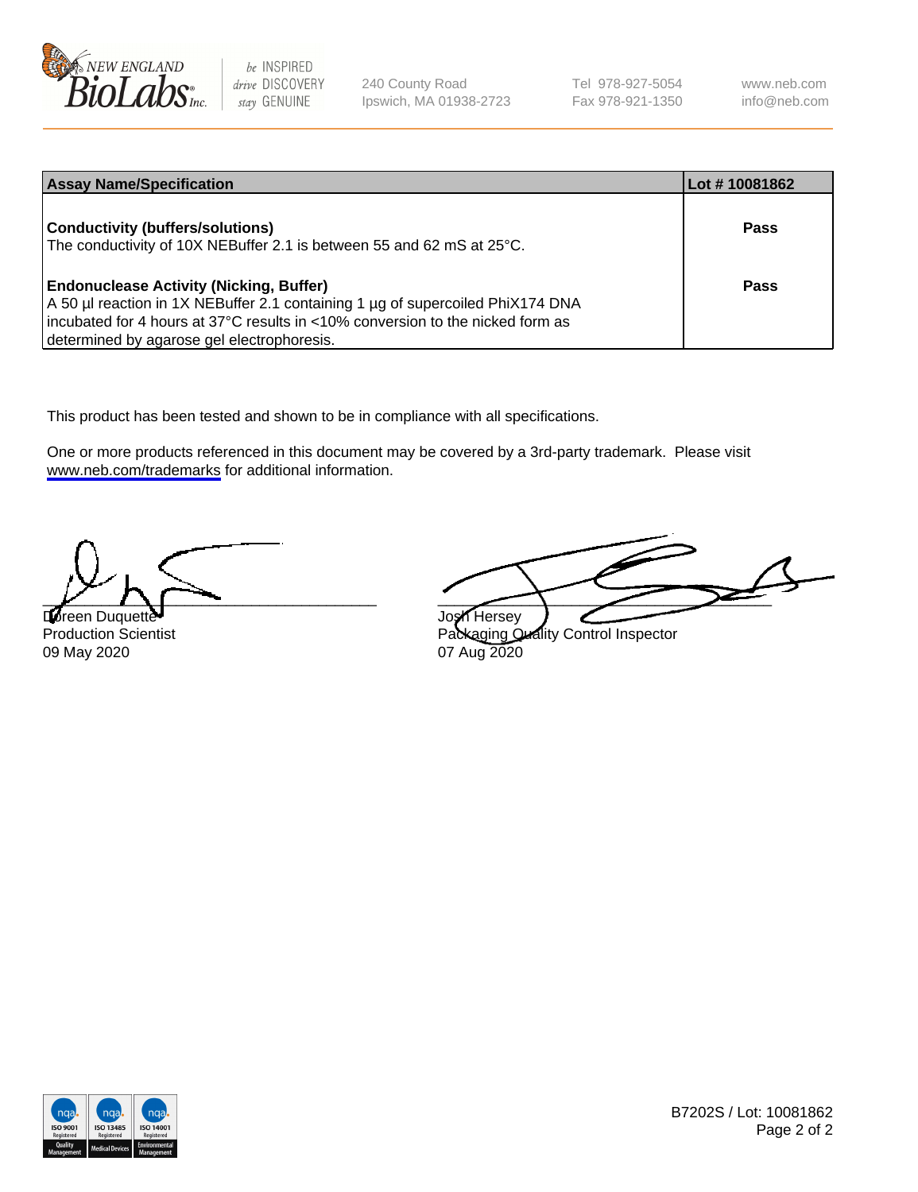| Assay Name/Specification | Lot # 10081862 |
| --- | --- |
| **Conductivity (buffers/solutions)**<br>The conductivity of 10X NEBuffer 2.1 is between 55 and 62 mS at 25°C. | **Pass** |
| **Endonuclease Activity (Nicking, Buffer)**<br>A 50 µl reaction in 1X NEBuffer 2.1 containing 1 µg of supercoiled PhiX174 DNA incubated for 4 hours at 37°C results in <10% conversion to the nicked form as determined by agarose gel electrophoresis. | **Pass** |

This product has been tested and shown to be in compliance with all specifications.

One or more products referenced in this document may be covered by a 3rd-party trademark. Please visit www.neb.com/trademarks for additional information.

Doreen Duquette
Production Scientist
09 May 2020

Josh Hersey
Packaging Quality Control Inspector
07 Aug 2020

B7202S / Lot: 10081862